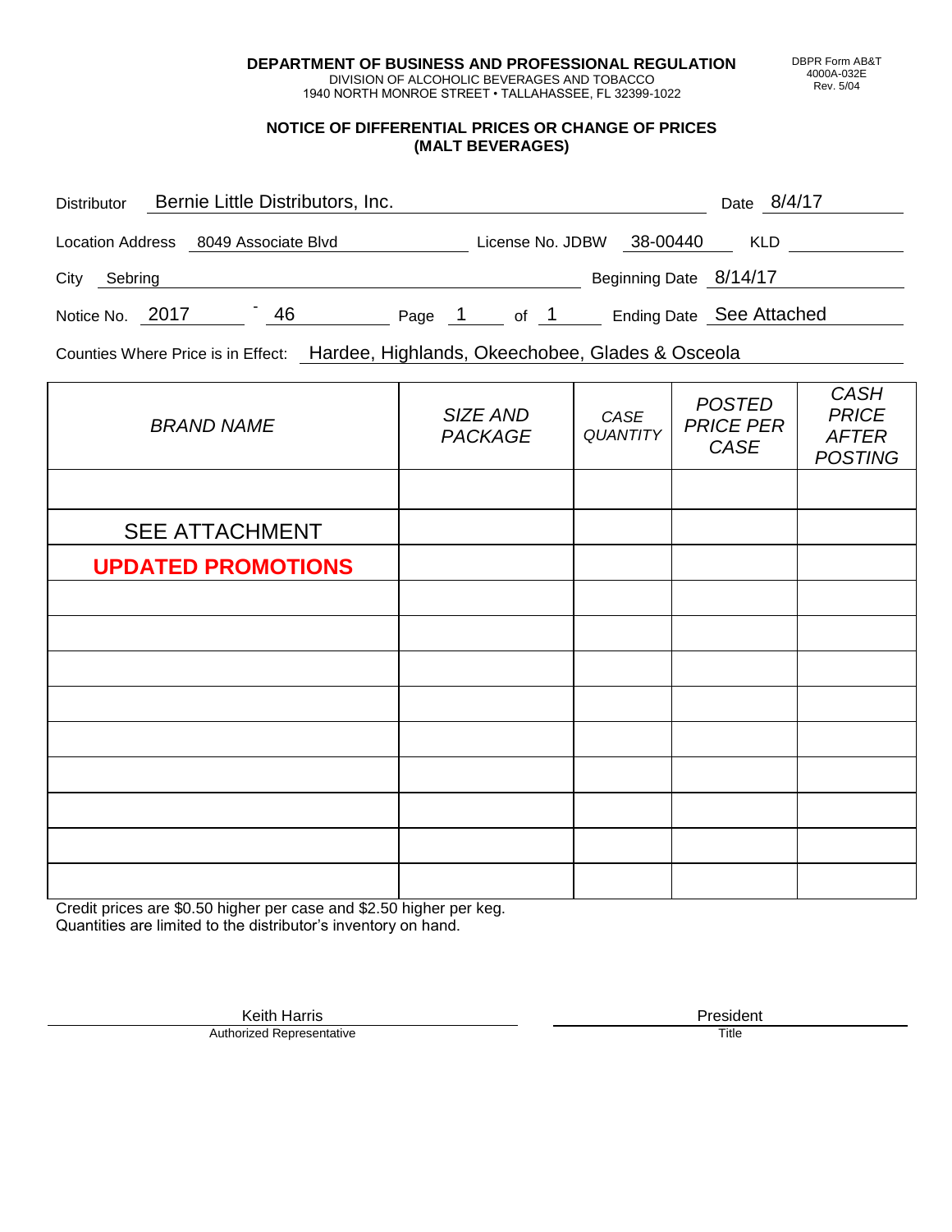**DEPARTMENT OF BUSINESS AND PROFESSIONAL REGULATION**
DIVISION OF ALCOHOLIC BEVERAGES AND TOBACCO
1940 NORTH MONROE STREET • TALLAHASSEE, FL 32399-1022

DBPR Form AB&T
4000A-032E
Rev. 5/04

## NOTICE OF DIFFERENTIAL PRICES OR CHANGE OF PRICES (MALT BEVERAGES)

Distributor: Bernie Little Distributors, Inc. Date: 8/4/17

Location Address: 8049 Associate Blvd License No. JDBW 38-00440 KLD

City: Sebring Beginning Date: 8/14/17

Notice No. 2017 - 46 Page 1 of 1 Ending Date: See Attached

Counties Where Price is in Effect: Hardee, Highlands, Okeechobee, Glades & Osceola

| *BRAND NAME* | *SIZE AND PACKAGE* | *CASE QUANTITY* | *POSTED PRICE PER CASE* | *CASH PRICE AFTER POSTING* |
|---|---|---|---|---|
| | | | | |
| SEE ATTACHMENT | | | | |
| **UPDATED PROMOTIONS** | | | | |
| | | | | |
| | | | | |
| | | | | |
| | | | | |
| | | | | |
| | | | | |
| | | | | |
| | | | | |
| | | | | |

Credit prices are $0.50 higher per case and $2.50 higher per keg.
Quantities are limited to the distributor's inventory on hand.

Keith Harris
Authorized Representative

President
Title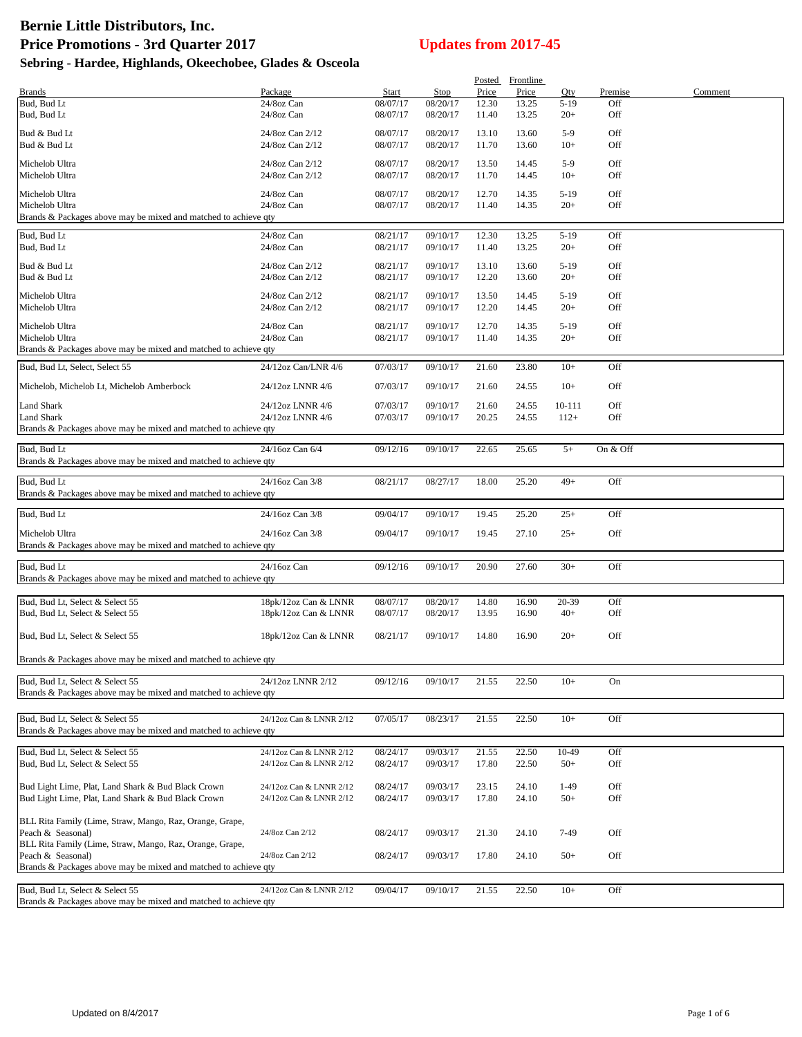# Bernie Little Distributors, Inc.
# Price Promotions - 3rd Quarter 2017

## Updates from 2017-45

### Sebring - Hardee, Highlands, Okeechobee, Glades & Osceola

| Brands | Package | Start | Stop | Posted Price | Frontline Price | Qty | Premise | Comment |
|---|---|---|---|---|---|---|---|---|
| Bud, Bud Lt | 24/8oz Can | 08/07/17 | 08/20/17 | 12.30 | 13.25 | 5-19 | Off | |
| Bud, Bud Lt | 24/8oz Can | 08/07/17 | 08/20/17 | 11.40 | 13.25 | 20+ | Off | |
| Bud & Bud Lt | 24/8oz Can 2/12 | 08/07/17 | 08/20/17 | 13.10 | 13.60 | 5-9 | Off | |
| Bud & Bud Lt | 24/8oz Can 2/12 | 08/07/17 | 08/20/17 | 11.70 | 13.60 | 10+ | Off | |
| Michelob Ultra | 24/8oz Can 2/12 | 08/07/17 | 08/20/17 | 13.50 | 14.45 | 5-9 | Off | |
| Michelob Ultra | 24/8oz Can 2/12 | 08/07/17 | 08/20/17 | 11.70 | 14.45 | 10+ | Off | |
| Michelob Ultra | 24/8oz Can | 08/07/17 | 08/20/17 | 12.70 | 14.35 | 5-19 | Off | |
| Michelob Ultra | 24/8oz Can | 08/07/17 | 08/20/17 | 11.40 | 14.35 | 20+ | Off | |
| Brands & Packages above may be mixed and matched to achieve qty | | | | | | | | |
| Bud, Bud Lt | 24/8oz Can | 08/21/17 | 09/10/17 | 12.30 | 13.25 | 5-19 | Off | |
| Bud, Bud Lt | 24/8oz Can | 08/21/17 | 09/10/17 | 11.40 | 13.25 | 20+ | Off | |
| Bud & Bud Lt | 24/8oz Can 2/12 | 08/21/17 | 09/10/17 | 13.10 | 13.60 | 5-19 | Off | |
| Bud & Bud Lt | 24/8oz Can 2/12 | 08/21/17 | 09/10/17 | 12.20 | 13.60 | 20+ | Off | |
| Michelob Ultra | 24/8oz Can 2/12 | 08/21/17 | 09/10/17 | 13.50 | 14.45 | 5-19 | Off | |
| Michelob Ultra | 24/8oz Can 2/12 | 08/21/17 | 09/10/17 | 12.20 | 14.45 | 20+ | Off | |
| Michelob Ultra | 24/8oz Can | 08/21/17 | 09/10/17 | 12.70 | 14.35 | 5-19 | Off | |
| Michelob Ultra | 24/8oz Can | 08/21/17 | 09/10/17 | 11.40 | 14.35 | 20+ | Off | |
| Brands & Packages above may be mixed and matched to achieve qty | | | | | | | | |
| Bud, Bud Lt, Select, Select 55 | 24/12oz Can/LNR 4/6 | 07/03/17 | 09/10/17 | 21.60 | 23.80 | 10+ | Off | |
| Michelob, Michelob Lt, Michelob Amberbock | 24/12oz LNNR 4/6 | 07/03/17 | 09/10/17 | 21.60 | 24.55 | 10+ | Off | |
| Land Shark | 24/12oz LNNR 4/6 | 07/03/17 | 09/10/17 | 21.60 | 24.55 | 10-111 | Off | |
| Land Shark | 24/12oz LNNR 4/6 | 07/03/17 | 09/10/17 | 20.25 | 24.55 | 112+ | Off | |
| Brands & Packages above may be mixed and matched to achieve qty | | | | | | | | |
| Bud, Bud Lt | 24/16oz Can 6/4 | 09/12/16 | 09/10/17 | 22.65 | 25.65 | 5+ | On & Off | |
| Brands & Packages above may be mixed and matched to achieve qty | | | | | | | | |
| Bud, Bud Lt | 24/16oz Can 3/8 | 08/21/17 | 08/27/17 | 18.00 | 25.20 | 49+ | Off | |
| Brands & Packages above may be mixed and matched to achieve qty | | | | | | | | |
| Bud, Bud Lt | 24/16oz Can 3/8 | 09/04/17 | 09/10/17 | 19.45 | 25.20 | 25+ | Off | |
| Michelob Ultra | 24/16oz Can 3/8 | 09/04/17 | 09/10/17 | 19.45 | 27.10 | 25+ | Off | |
| Brands & Packages above may be mixed and matched to achieve qty | | | | | | | | |
| Bud, Bud Lt | 24/16oz Can | 09/12/16 | 09/10/17 | 20.90 | 27.60 | 30+ | Off | |
| Brands & Packages above may be mixed and matched to achieve qty | | | | | | | | |
| Bud, Bud Lt, Select & Select 55 | 18pk/12oz Can & LNNR | 08/07/17 | 08/20/17 | 14.80 | 16.90 | 20-39 | Off | |
| Bud, Bud Lt, Select & Select 55 | 18pk/12oz Can & LNNR | 08/07/17 | 08/20/17 | 13.95 | 16.90 | 40+ | Off | |
| Bud, Bud Lt, Select & Select 55 | 18pk/12oz Can & LNNR | 08/21/17 | 09/10/17 | 14.80 | 16.90 | 20+ | Off | |
| Brands & Packages above may be mixed and matched to achieve qty | | | | | | | | |
| Bud, Bud Lt, Select & Select 55 | 24/12oz LNNR 2/12 | 09/12/16 | 09/10/17 | 21.55 | 22.50 | 10+ | On | |
| Brands & Packages above may be mixed and matched to achieve qty | | | | | | | | |
| Bud, Bud Lt, Select & Select 55 | 24/12oz Can & LNNR 2/12 | 07/05/17 | 08/23/17 | 21.55 | 22.50 | 10+ | Off | |
| Brands & Packages above may be mixed and matched to achieve qty | | | | | | | | |
| Bud, Bud Lt, Select & Select 55 | 24/12oz Can & LNNR 2/12 | 08/24/17 | 09/03/17 | 21.55 | 22.50 | 10-49 | Off | |
| Bud, Bud Lt, Select & Select 55 | 24/12oz Can & LNNR 2/12 | 08/24/17 | 09/03/17 | 17.80 | 22.50 | 50+ | Off | |
| Bud Light Lime, Plat, Land Shark & Bud Black Crown | 24/12oz Can & LNNR 2/12 | 08/24/17 | 09/03/17 | 23.15 | 24.10 | 1-49 | Off | |
| Bud Light Lime, Plat, Land Shark & Bud Black Crown | 24/12oz Can & LNNR 2/12 | 08/24/17 | 09/03/17 | 17.80 | 24.10 | 50+ | Off | |
| BLL Rita Family (Lime, Straw, Mango, Raz, Orange, Grape, Peach & Seasonal) | 24/8oz Can 2/12 | 08/24/17 | 09/03/17 | 21.30 | 24.10 | 7-49 | Off | |
| BLL Rita Family (Lime, Straw, Mango, Raz, Orange, Grape, Peach & Seasonal) | 24/8oz Can 2/12 | 08/24/17 | 09/03/17 | 17.80 | 24.10 | 50+ | Off | |
| Brands & Packages above may be mixed and matched to achieve qty | | | | | | | | |
| Bud, Bud Lt, Select & Select 55 | 24/12oz Can & LNNR 2/12 | 09/04/17 | 09/10/17 | 21.55 | 22.50 | 10+ | Off | |
| Brands & Packages above may be mixed and matched to achieve qty | | | | | | | | |

Updated on 8/4/2017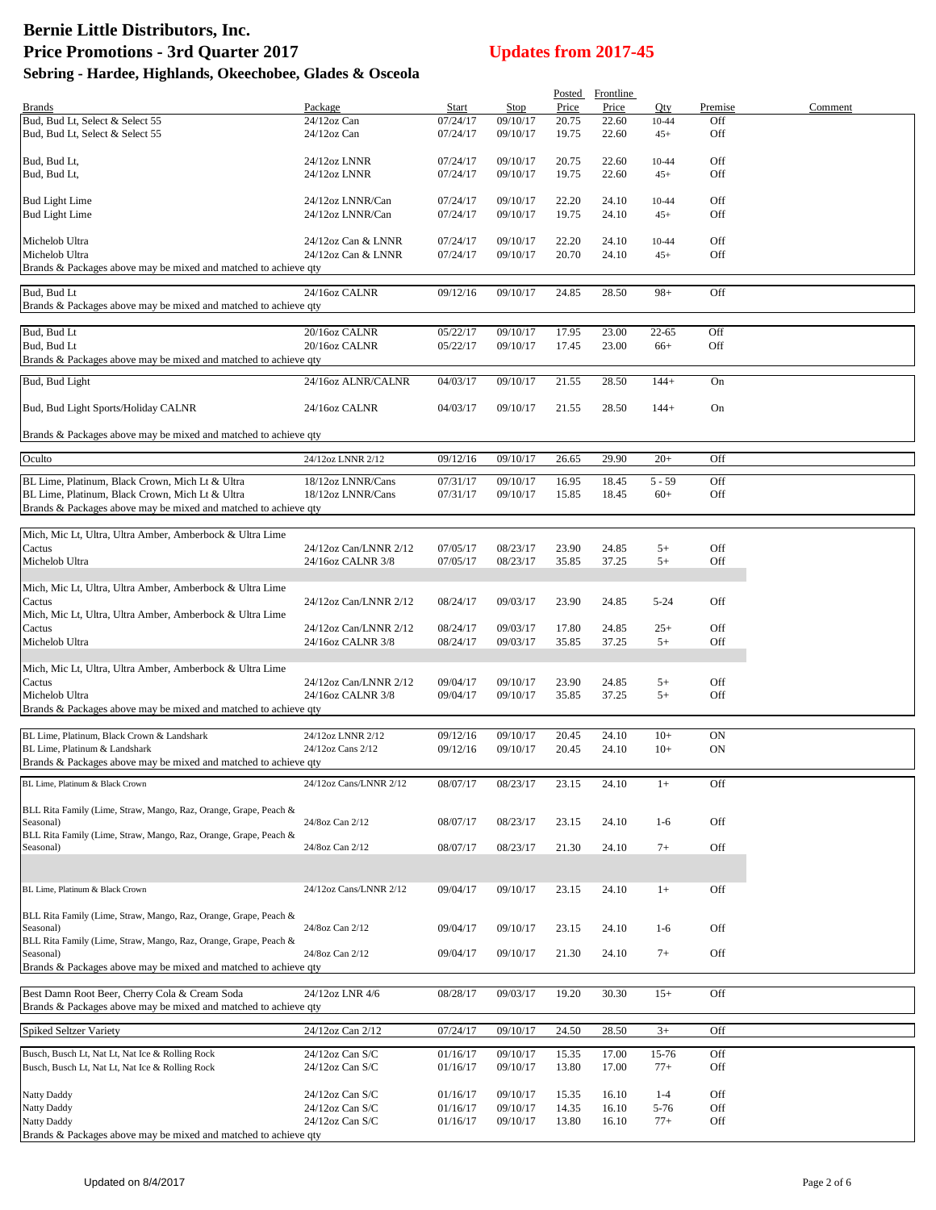# Bernie Little Distributors, Inc.
## Price Promotions - 3rd Quarter 2017
### Sebring - Hardee, Highlands, Okeechobee, Glades & Osceola

**Updates from 2017-45**

| Brands | Package | Start | Stop | Posted Price | Frontline Price | Qty | Premise | Comment |
|---|---|---|---|---|---|---|---|---|
| Bud, Bud Lt, Select & Select 55 | 24/12oz Can | 07/24/17 | 09/10/17 | 20.75 | 22.60 | 10-44 | Off | |
| Bud, Bud Lt, Select & Select 55 | 24/12oz Can | 07/24/17 | 09/10/17 | 19.75 | 22.60 | 45+ | Off | |
| Bud, Bud Lt, | 24/12oz LNNR | 07/24/17 | 09/10/17 | 20.75 | 22.60 | 10-44 | Off | |
| Bud, Bud Lt, | 24/12oz LNNR | 07/24/17 | 09/10/17 | 19.75 | 22.60 | 45+ | Off | |
| Bud Light Lime | 24/12oz LNNR/Can | 07/24/17 | 09/10/17 | 22.20 | 24.10 | 10-44 | Off | |
| Bud Light Lime | 24/12oz LNNR/Can | 07/24/17 | 09/10/17 | 19.75 | 24.10 | 45+ | Off | |
| Michelob Ultra | 24/12oz Can & LNNR | 07/24/17 | 09/10/17 | 22.20 | 24.10 | 10-44 | Off | |
| Michelob Ultra | 24/12oz Can & LNNR | 07/24/17 | 09/10/17 | 20.70 | 24.10 | 45+ | Off | |
| Brands & Packages above may be mixed and matched to achieve qty | | | | | | | | |
| Bud, Bud Lt | 24/16oz CALNR | 09/12/16 | 09/10/17 | 24.85 | 28.50 | 98+ | Off | |
| Brands & Packages above may be mixed and matched to achieve qty | | | | | | | | |
| Bud, Bud Lt | 20/16oz CALNR | 05/22/17 | 09/10/17 | 17.95 | 23.00 | 22-65 | Off | |
| Bud, Bud Lt | 20/16oz CALNR | 05/22/17 | 09/10/17 | 17.45 | 23.00 | 66+ | Off | |
| Brands & Packages above may be mixed and matched to achieve qty | | | | | | | | |
| Bud, Bud Light | 24/16oz ALNR/CALNR | 04/03/17 | 09/10/17 | 21.55 | 28.50 | 144+ | On | |
| Bud, Bud Light Sports/Holiday CALNR | 24/16oz CALNR | 04/03/17 | 09/10/17 | 21.55 | 28.50 | 144+ | On | |
| Brands & Packages above may be mixed and matched to achieve qty | | | | | | | | |
| Oculto | 24/12oz LNNR 2/12 | 09/12/16 | 09/10/17 | 26.65 | 29.90 | 20+ | Off | |
| BL Lime, Platinum, Black Crown, Mich Lt & Ultra | 18/12oz LNNR/Cans | 07/31/17 | 09/10/17 | 16.95 | 18.45 | 5 - 59 | Off | |
| BL Lime, Platinum, Black Crown, Mich Lt & Ultra | 18/12oz LNNR/Cans | 07/31/17 | 09/10/17 | 15.85 | 18.45 | 60+ | Off | |
| Brands & Packages above may be mixed and matched to achieve qty | | | | | | | | |
| Mich, Mic Lt, Ultra, Ultra Amber, Amberbock & Ultra Lime Cactus | 24/12oz Can/LNNR 2/12 | 07/05/17 | 08/23/17 | 23.90 | 24.85 | 5+ | Off | |
| Michelob Ultra | 24/16oz CALNR 3/8 | 07/05/17 | 08/23/17 | 35.85 | 37.25 | 5+ | Off | |
| Mich, Mic Lt, Ultra, Ultra Amber, Amberbock & Ultra Lime Cactus | 24/12oz Can/LNNR 2/12 | 08/24/17 | 09/03/17 | 23.90 | 24.85 | 5-24 | Off | |
| Mich, Mic Lt, Ultra, Ultra Amber, Amberbock & Ultra Lime Cactus | 24/12oz Can/LNNR 2/12 | 08/24/17 | 09/03/17 | 17.80 | 24.85 | 25+ | Off | |
| Michelob Ultra | 24/16oz CALNR 3/8 | 08/24/17 | 09/03/17 | 35.85 | 37.25 | 5+ | Off | |
| Mich, Mic Lt, Ultra, Ultra Amber, Amberbock & Ultra Lime Cactus | 24/12oz Can/LNNR 2/12 | 09/04/17 | 09/10/17 | 23.90 | 24.85 | 5+ | Off | |
| Michelob Ultra | 24/16oz CALNR 3/8 | 09/04/17 | 09/10/17 | 35.85 | 37.25 | 5+ | Off | |
| Brands & Packages above may be mixed and matched to achieve qty | | | | | | | | |
| BL Lime, Platinum, Black Crown & Landshark | 24/12oz LNNR 2/12 | 09/12/16 | 09/10/17 | 20.45 | 24.10 | 10+ | ON | |
| BL Lime, Platinum & Landshark | 24/12oz Cans 2/12 | 09/12/16 | 09/10/17 | 20.45 | 24.10 | 10+ | ON | |
| Brands & Packages above may be mixed and matched to achieve qty | | | | | | | | |
| BL Lime, Platinum & Black Crown | 24/12oz Cans/LNNR 2/12 | 08/07/17 | 08/23/17 | 23.15 | 24.10 | 1+ | Off | |
| BLL Rita Family (Lime, Straw, Mango, Raz, Orange, Grape, Peach & Seasonal) | 24/8oz Can 2/12 | 08/07/17 | 08/23/17 | 23.15 | 24.10 | 1-6 | Off | |
| BLL Rita Family (Lime, Straw, Mango, Raz, Orange, Grape, Peach & Seasonal) | 24/8oz Can 2/12 | 08/07/17 | 08/23/17 | 21.30 | 24.10 | 7+ | Off | |
| BL Lime, Platinum & Black Crown | 24/12oz Cans/LNNR 2/12 | 09/04/17 | 09/10/17 | 23.15 | 24.10 | 1+ | Off | |
| BLL Rita Family (Lime, Straw, Mango, Raz, Orange, Grape, Peach & Seasonal) | 24/8oz Can 2/12 | 09/04/17 | 09/10/17 | 23.15 | 24.10 | 1-6 | Off | |
| BLL Rita Family (Lime, Straw, Mango, Raz, Orange, Grape, Peach & Seasonal) | 24/8oz Can 2/12 | 09/04/17 | 09/10/17 | 21.30 | 24.10 | 7+ | Off | |
| Brands & Packages above may be mixed and matched to achieve qty | | | | | | | | |
| Best Damn Root Beer, Cherry Cola & Cream Soda | 24/12oz LNR 4/6 | 08/28/17 | 09/03/17 | 19.20 | 30.30 | 15+ | Off | |
| Brands & Packages above may be mixed and matched to achieve qty | | | | | | | | |
| Spiked Seltzer Variety | 24/12oz Can 2/12 | 07/24/17 | 09/10/17 | 24.50 | 28.50 | 3+ | Off | |
| Busch, Busch Lt, Nat Lt, Nat Ice & Rolling Rock | 24/12oz Can S/C | 01/16/17 | 09/10/17 | 15.35 | 17.00 | 15-76 | Off | |
| Busch, Busch Lt, Nat Lt, Nat Ice & Rolling Rock | 24/12oz Can S/C | 01/16/17 | 09/10/17 | 13.80 | 17.00 | 77+ | Off | |
| Natty Daddy | 24/12oz Can S/C | 01/16/17 | 09/10/17 | 15.35 | 16.10 | 1-4 | Off | |
| Natty Daddy | 24/12oz Can S/C | 01/16/17 | 09/10/17 | 14.35 | 16.10 | 5-76 | Off | |
| Natty Daddy | 24/12oz Can S/C | 01/16/17 | 09/10/17 | 13.80 | 16.10 | 77+ | Off | |
| Brands & Packages above may be mixed and matched to achieve qty | | | | | | | | |

Updated on 8/4/2017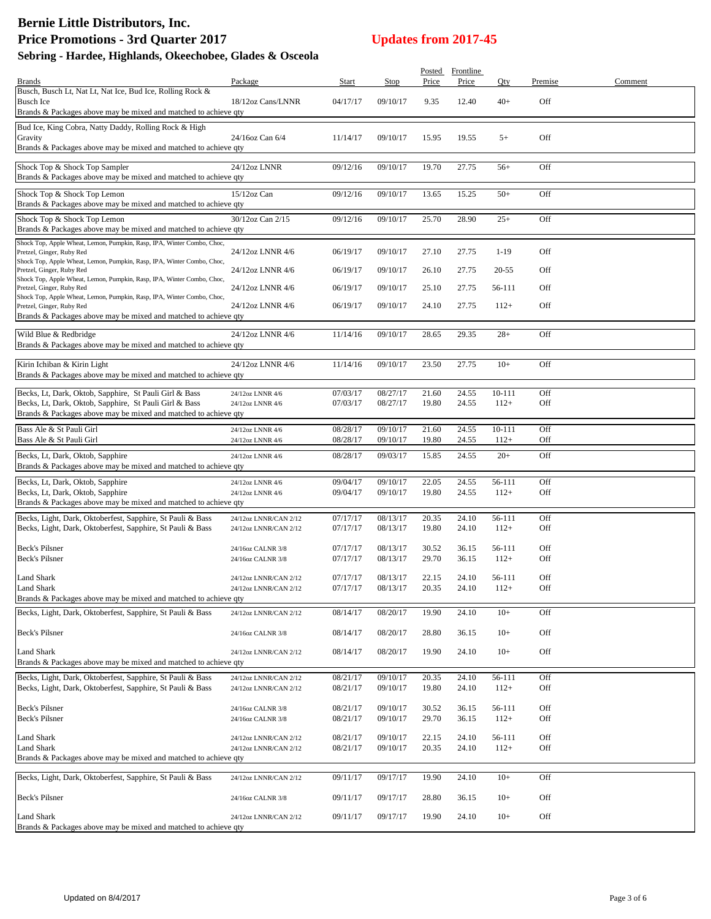# Bernie Little Distributors, Inc.
# Price Promotions - 3rd Quarter 2017
## Updates from 2017-45
### Sebring - Hardee, Highlands, Okeechobee, Glades & Osceola

| Brands | Package | Start | Stop | Posted Price | Frontline Price | Qty | Premise | Comment |
|---|---|---|---|---|---|---|---|---|
| Busch, Busch Lt, Nat Lt, Nat Ice, Bud Ice, Rolling Rock & Busch Ice | 18/12oz Cans/LNNR | 04/17/17 | 09/10/17 | 9.35 | 12.40 | 40+ | Off | |
| Brands & Packages above may be mixed and matched to achieve qty | | | | | | | | |
| Bud Ice, King Cobra, Natty Daddy, Rolling Rock & High Gravity | 24/16oz Can 6/4 | 11/14/17 | 09/10/17 | 15.95 | 19.55 | 5+ | Off | |
| Brands & Packages above may be mixed and matched to achieve qty | | | | | | | | |
| Shock Top & Shock Top Sampler | 24/12oz LNNR | 09/12/16 | 09/10/17 | 19.70 | 27.75 | 56+ | Off | |
| Brands & Packages above may be mixed and matched to achieve qty | | | | | | | | |
| Shock Top & Shock Top Lemon | 15/12oz Can | 09/12/16 | 09/10/17 | 13.65 | 15.25 | 50+ | Off | |
| Brands & Packages above may be mixed and matched to achieve qty | | | | | | | | |
| Shock Top & Shock Top Lemon | 30/12oz Can 2/15 | 09/12/16 | 09/10/17 | 25.70 | 28.90 | 25+ | Off | |
| Brands & Packages above may be mixed and matched to achieve qty | | | | | | | | |
| Shock Top, Apple Wheat, Lemon, Pumpkin, Rasp, IPA, Winter Combo, Choc, Pretzel, Ginger, Ruby Red | 24/12oz LNNR 4/6 | 06/19/17 | 09/10/17 | 27.10 | 27.75 | 1-19 | Off | |
| Shock Top, Apple Wheat, Lemon, Pumpkin, Rasp, IPA, Winter Combo, Choc, Pretzel, Ginger, Ruby Red | 24/12oz LNNR 4/6 | 06/19/17 | 09/10/17 | 26.10 | 27.75 | 20-55 | Off | |
| Shock Top, Apple Wheat, Lemon, Pumpkin, Rasp, IPA, Winter Combo, Choc, Pretzel, Ginger, Ruby Red | 24/12oz LNNR 4/6 | 06/19/17 | 09/10/17 | 25.10 | 27.75 | 56-111 | Off | |
| Shock Top, Apple Wheat, Lemon, Pumpkin, Rasp, IPA, Winter Combo, Choc, Pretzel, Ginger, Ruby Red | 24/12oz LNNR 4/6 | 06/19/17 | 09/10/17 | 24.10 | 27.75 | 112+ | Off | |
| Brands & Packages above may be mixed and matched to achieve qty | | | | | | | | |
| Wild Blue & Redbridge | 24/12oz LNNR 4/6 | 11/14/16 | 09/10/17 | 28.65 | 29.35 | 28+ | Off | |
| Brands & Packages above may be mixed and matched to achieve qty | | | | | | | | |
| Kirin Ichiban & Kirin Light | 24/12oz LNNR 4/6 | 11/14/16 | 09/10/17 | 23.50 | 27.75 | 10+ | Off | |
| Brands & Packages above may be mixed and matched to achieve qty | | | | | | | | |
| Becks, Lt, Dark, Oktob, Sapphire, St Pauli Girl & Bass | 24/12oz LNNR 4/6 | 07/03/17 | 08/27/17 | 21.60 | 24.55 | 10-111 | Off | |
| Becks, Lt, Dark, Oktob, Sapphire, St Pauli Girl & Bass | 24/12oz LNNR 4/6 | 07/03/17 | 08/27/17 | 19.80 | 24.55 | 112+ | Off | |
| Brands & Packages above may be mixed and matched to achieve qty | | | | | | | | |
| Bass Ale & St Pauli Girl | 24/12oz LNNR 4/6 | 08/28/17 | 09/10/17 | 21.60 | 24.55 | 10-111 | Off | |
| Bass Ale & St Pauli Girl | 24/12oz LNNR 4/6 | 08/28/17 | 09/10/17 | 19.80 | 24.55 | 112+ | Off | |
| Becks, Lt, Dark, Oktob, Sapphire | 24/12oz LNNR 4/6 | 08/28/17 | 09/03/17 | 15.85 | 24.55 | 20+ | Off | |
| Brands & Packages above may be mixed and matched to achieve qty | | | | | | | | |
| Becks, Lt, Dark, Oktob, Sapphire | 24/12oz LNNR 4/6 | 09/04/17 | 09/10/17 | 22.05 | 24.55 | 56-111 | Off | |
| Becks, Lt, Dark, Oktob, Sapphire | 24/12oz LNNR 4/6 | 09/04/17 | 09/10/17 | 19.80 | 24.55 | 112+ | Off | |
| Brands & Packages above may be mixed and matched to achieve qty | | | | | | | | |
| Becks, Light, Dark, Oktoberfest, Sapphire, St Pauli & Bass | 24/12oz LNNR/CAN 2/12 | 07/17/17 | 08/13/17 | 20.35 | 24.10 | 56-111 | Off | |
| Becks, Light, Dark, Oktoberfest, Sapphire, St Pauli & Bass | 24/12oz LNNR/CAN 2/12 | 07/17/17 | 08/13/17 | 19.80 | 24.10 | 112+ | Off | |
| Beck's Pilsner | 24/16oz CALNR 3/8 | 07/17/17 | 08/13/17 | 30.52 | 36.15 | 56-111 | Off | |
| Beck's Pilsner | 24/16oz CALNR 3/8 | 07/17/17 | 08/13/17 | 29.70 | 36.15 | 112+ | Off | |
| Land Shark | 24/12oz LNNR/CAN 2/12 | 07/17/17 | 08/13/17 | 22.15 | 24.10 | 56-111 | Off | |
| Land Shark | 24/12oz LNNR/CAN 2/12 | 07/17/17 | 08/13/17 | 20.35 | 24.10 | 112+ | Off | |
| Brands & Packages above may be mixed and matched to achieve qty | | | | | | | | |
| Becks, Light, Dark, Oktoberfest, Sapphire, St Pauli & Bass | 24/12oz LNNR/CAN 2/12 | 08/14/17 | 08/20/17 | 19.90 | 24.10 | 10+ | Off | |
| Beck's Pilsner | 24/16oz CALNR 3/8 | 08/14/17 | 08/20/17 | 28.80 | 36.15 | 10+ | Off | |
| Land Shark | 24/12oz LNNR/CAN 2/12 | 08/14/17 | 08/20/17 | 19.90 | 24.10 | 10+ | Off | |
| Brands & Packages above may be mixed and matched to achieve qty | | | | | | | | |
| Becks, Light, Dark, Oktoberfest, Sapphire, St Pauli & Bass | 24/12oz LNNR/CAN 2/12 | 08/21/17 | 09/10/17 | 20.35 | 24.10 | 56-111 | Off | |
| Becks, Light, Dark, Oktoberfest, Sapphire, St Pauli & Bass | 24/12oz LNNR/CAN 2/12 | 08/21/17 | 09/10/17 | 19.80 | 24.10 | 112+ | Off | |
| Beck's Pilsner | 24/16oz CALNR 3/8 | 08/21/17 | 09/10/17 | 30.52 | 36.15 | 56-111 | Off | |
| Beck's Pilsner | 24/16oz CALNR 3/8 | 08/21/17 | 09/10/17 | 29.70 | 36.15 | 112+ | Off | |
| Land Shark | 24/12oz LNNR/CAN 2/12 | 08/21/17 | 09/10/17 | 22.15 | 24.10 | 56-111 | Off | |
| Land Shark | 24/12oz LNNR/CAN 2/12 | 08/21/17 | 09/10/17 | 20.35 | 24.10 | 112+ | Off | |
| Brands & Packages above may be mixed and matched to achieve qty | | | | | | | | |
| Becks, Light, Dark, Oktoberfest, Sapphire, St Pauli & Bass | 24/12oz LNNR/CAN 2/12 | 09/11/17 | 09/17/17 | 19.90 | 24.10 | 10+ | Off | |
| Beck's Pilsner | 24/16oz CALNR 3/8 | 09/11/17 | 09/17/17 | 28.80 | 36.15 | 10+ | Off | |
| Land Shark | 24/12oz LNNR/CAN 2/12 | 09/11/17 | 09/17/17 | 19.90 | 24.10 | 10+ | Off | |
| Brands & Packages above may be mixed and matched to achieve qty | | | | | | | | |

Updated on 8/4/2017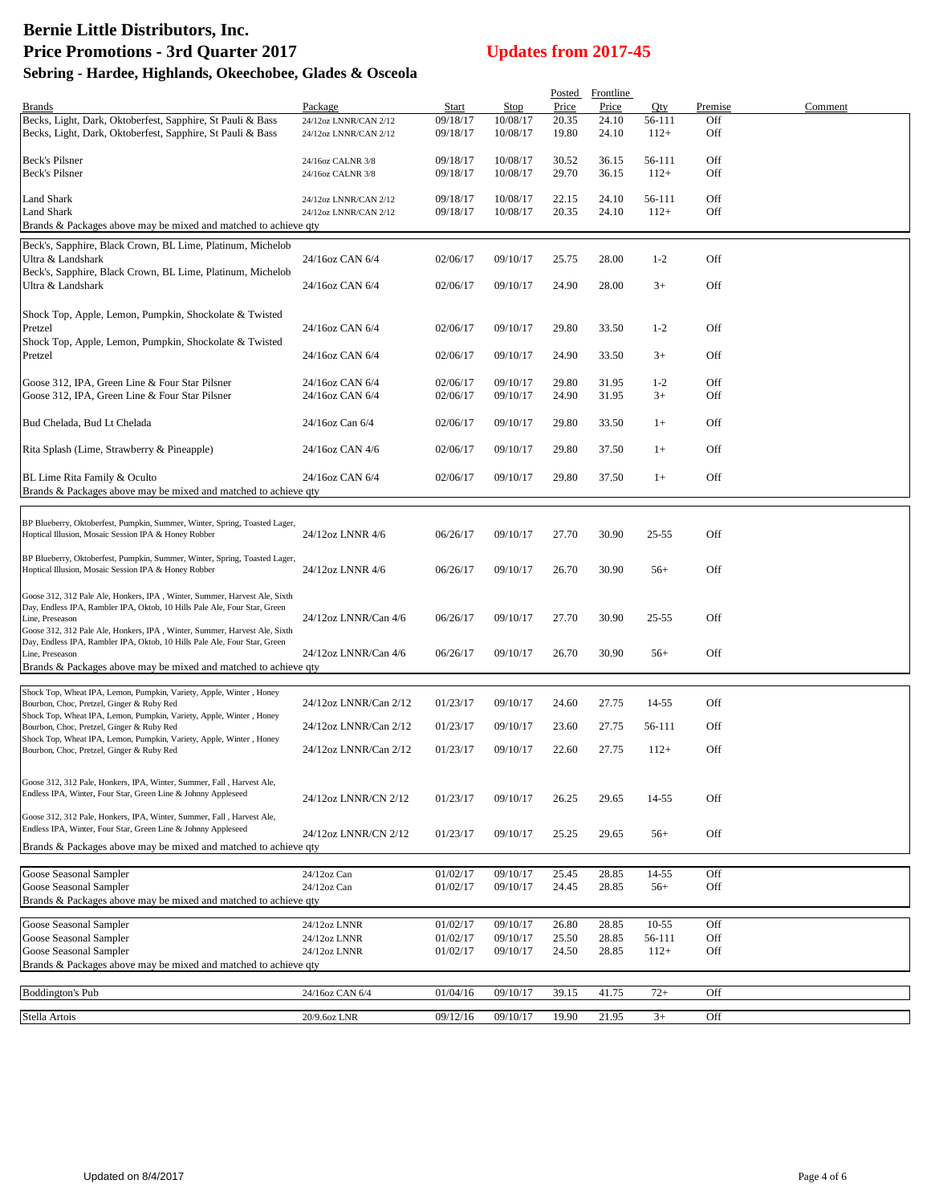# Bernie Little Distributors, Inc.
# Price Promotions - 3rd Quarter 2017

## Updates from 2017-45

### Sebring - Hardee, Highlands, Okeechobee, Glades & Osceola

| Brands | Package | Start | Stop | Posted Price | Frontline Price | Qty | Premise | Comment |
|---|---|---|---|---|---|---|---|---|
| Becks, Light, Dark, Oktoberfest, Sapphire, St Pauli & Bass | 24/12oz LNNR/CAN 2/12 | 09/18/17 | 10/08/17 | 20.35 | 24.10 | 56-111 | Off | |
| Becks, Light, Dark, Oktoberfest, Sapphire, St Pauli & Bass | 24/12oz LNNR/CAN 2/12 | 09/18/17 | 10/08/17 | 19.80 | 24.10 | 112+ | Off | |
| Beck's Pilsner | 24/16oz CALNR 3/8 | 09/18/17 | 10/08/17 | 30.52 | 36.15 | 56-111 | Off | |
| Beck's Pilsner | 24/16oz CALNR 3/8 | 09/18/17 | 10/08/17 | 29.70 | 36.15 | 112+ | Off | |
| Land Shark | 24/12oz LNNR/CAN 2/12 | 09/18/17 | 10/08/17 | 22.15 | 24.10 | 56-111 | Off | |
| Land Shark | 24/12oz LNNR/CAN 2/12 | 09/18/17 | 10/08/17 | 20.35 | 24.10 | 112+ | Off | |
| Brands & Packages above may be mixed and matched to achieve qty | | | | | | | | |
| Beck's, Sapphire, Black Crown, BL Lime, Platinum, Michelob Ultra & Landshark | 24/16oz CAN 6/4 | 02/06/17 | 09/10/17 | 25.75 | 28.00 | 1-2 | Off | |
| Beck's, Sapphire, Black Crown, BL Lime, Platinum, Michelob Ultra & Landshark | 24/16oz CAN 6/4 | 02/06/17 | 09/10/17 | 24.90 | 28.00 | 3+ | Off | |
| Shock Top, Apple, Lemon, Pumpkin, Shockolate & Twisted Pretzel | 24/16oz CAN 6/4 | 02/06/17 | 09/10/17 | 29.80 | 33.50 | 1-2 | Off | |
| Shock Top, Apple, Lemon, Pumpkin, Shockolate & Twisted Pretzel | 24/16oz CAN 6/4 | 02/06/17 | 09/10/17 | 24.90 | 33.50 | 3+ | Off | |
| Goose 312, IPA, Green Line & Four Star Pilsner | 24/16oz CAN 6/4 | 02/06/17 | 09/10/17 | 29.80 | 31.95 | 1-2 | Off | |
| Goose 312, IPA, Green Line & Four Star Pilsner | 24/16oz CAN 6/4 | 02/06/17 | 09/10/17 | 24.90 | 31.95 | 3+ | Off | |
| Bud Chelada, Bud Lt Chelada | 24/16oz Can 6/4 | 02/06/17 | 09/10/17 | 29.80 | 33.50 | 1+ | Off | |
| Rita Splash (Lime, Strawberry & Pineapple) | 24/16oz CAN 4/6 | 02/06/17 | 09/10/17 | 29.80 | 37.50 | 1+ | Off | |
| BL Lime Rita Family & Oculto | 24/16oz CAN 6/4 | 02/06/17 | 09/10/17 | 29.80 | 37.50 | 1+ | Off | |
| Brands & Packages above may be mixed and matched to achieve qty | | | | | | | | |
| BP Blueberry, Oktoberfest, Pumpkin, Summer, Winter, Spring, Toasted Lager, Hoptical Illusion, Mosaic Session IPA & Honey Robber | 24/12oz LNNR 4/6 | 06/26/17 | 09/10/17 | 27.70 | 30.90 | 25-55 | Off | |
| BP Blueberry, Oktoberfest, Pumpkin, Summer, Winter, Spring, Toasted Lager, Hoptical Illusion, Mosaic Session IPA & Honey Robber | 24/12oz LNNR 4/6 | 06/26/17 | 09/10/17 | 26.70 | 30.90 | 56+ | Off | |
| Goose 312, 312 Pale Ale, Honkers, IPA , Winter, Summer, Harvest Ale, Sixth Day, Endless IPA, Rambler IPA, Oktob, 10 Hills Pale Ale, Four Star, Green Line, Preseason | 24/12oz LNNR/Can 4/6 | 06/26/17 | 09/10/17 | 27.70 | 30.90 | 25-55 | Off | |
| Goose 312, 312 Pale Ale, Honkers, IPA , Winter, Summer, Harvest Ale, Sixth Day, Endless IPA, Rambler IPA, Oktob, 10 Hills Pale Ale, Four Star, Green Line, Preseason | 24/12oz LNNR/Can 4/6 | 06/26/17 | 09/10/17 | 26.70 | 30.90 | 56+ | Off | |
| Brands & Packages above may be mixed and matched to achieve qty | | | | | | | | |
| Shock Top, Wheat IPA, Lemon, Pumpkin, Variety, Apple, Winter , Honey Bourbon, Choc, Pretzel, Ginger & Ruby Red | 24/12oz LNNR/Can 2/12 | 01/23/17 | 09/10/17 | 24.60 | 27.75 | 14-55 | Off | |
| Shock Top, Wheat IPA, Lemon, Pumpkin, Variety, Apple, Winter , Honey Bourbon, Choc, Pretzel, Ginger & Ruby Red | 24/12oz LNNR/Can 2/12 | 01/23/17 | 09/10/17 | 23.60 | 27.75 | 56-111 | Off | |
| Shock Top, Wheat IPA, Lemon, Pumpkin, Variety, Apple, Winter , Honey Bourbon, Choc, Pretzel, Ginger & Ruby Red | 24/12oz LNNR/Can 2/12 | 01/23/17 | 09/10/17 | 22.60 | 27.75 | 112+ | Off | |
| Goose 312, 312 Pale, Honkers, IPA, Winter, Summer, Fall , Harvest Ale, Endless IPA, Winter, Four Star, Green Line & Johnny Appleseed | 24/12oz LNNR/CN 2/12 | 01/23/17 | 09/10/17 | 26.25 | 29.65 | 14-55 | Off | |
| Goose 312, 312 Pale, Honkers, IPA, Winter, Summer, Fall , Harvest Ale, Endless IPA, Winter, Four Star, Green Line & Johnny Appleseed | 24/12oz LNNR/CN 2/12 | 01/23/17 | 09/10/17 | 25.25 | 29.65 | 56+ | Off | |
| Brands & Packages above may be mixed and matched to achieve qty | | | | | | | | |
| Goose Seasonal Sampler | 24/12oz Can | 01/02/17 | 09/10/17 | 25.45 | 28.85 | 14-55 | Off | |
| Goose Seasonal Sampler | 24/12oz Can | 01/02/17 | 09/10/17 | 24.45 | 28.85 | 56+ | Off | |
| Brands & Packages above may be mixed and matched to achieve qty | | | | | | | | |
| Goose Seasonal Sampler | 24/12oz LNNR | 01/02/17 | 09/10/17 | 26.80 | 28.85 | 10-55 | Off | |
| Goose Seasonal Sampler | 24/12oz LNNR | 01/02/17 | 09/10/17 | 25.50 | 28.85 | 56-111 | Off | |
| Goose Seasonal Sampler | 24/12oz LNNR | 01/02/17 | 09/10/17 | 24.50 | 28.85 | 112+ | Off | |
| Brands & Packages above may be mixed and matched to achieve qty | | | | | | | | |
| Boddington's Pub | 24/16oz CAN 6/4 | 01/04/16 | 09/10/17 | 39.15 | 41.75 | 72+ | Off | |
| Stella Artois | 20/9.6oz LNR | 09/12/16 | 09/10/17 | 19.90 | 21.95 | 3+ | Off | |

Updated on 8/4/2017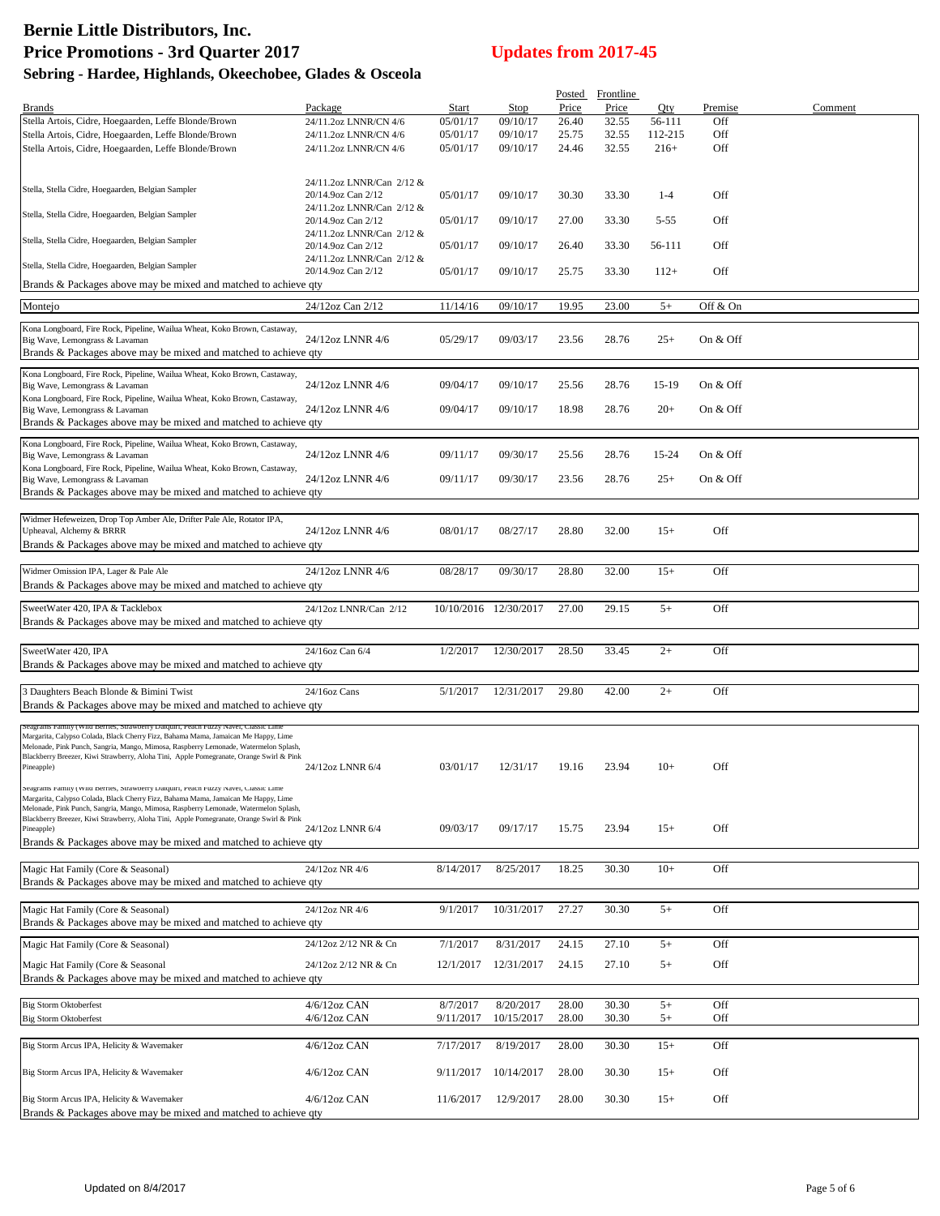# Bernie Little Distributors, Inc.
# Price Promotions - 3rd Quarter 2017
## Updates from 2017-45
### Sebring - Hardee, Highlands, Okeechobee, Glades & Osceola

| Brands | Package | Start | Stop | Posted Price | Frontline Price | Qty | Premise | Comment |
|---|---|---|---|---|---|---|---|---|
| Stella Artois, Cidre, Hoegaarden, Leffe Blonde/Brown | 24/11.2oz LNNR/CN 4/6 | 05/01/17 | 09/10/17 | 26.40 | 32.55 | 56-111 | Off | |
| Stella Artois, Cidre, Hoegaarden, Leffe Blonde/Brown | 24/11.2oz LNNR/CN 4/6 | 05/01/17 | 09/10/17 | 25.75 | 32.55 | 112-215 | Off | |
| Stella Artois, Cidre, Hoegaarden, Leffe Blonde/Brown | 24/11.2oz LNNR/CN 4/6 | 05/01/17 | 09/10/17 | 24.46 | 32.55 | 216+ | Off | |
| Stella, Stella Cidre, Hoegaarden, Belgian Sampler | 24/11.2oz LNNR/Can 2/12 & 20/14.9oz Can 2/12 | 05/01/17 | 09/10/17 | 30.30 | 33.30 | 1-4 | Off | |
| Stella, Stella Cidre, Hoegaarden, Belgian Sampler | 24/11.2oz LNNR/Can 2/12 & 20/14.9oz Can 2/12 | 05/01/17 | 09/10/17 | 27.00 | 33.30 | 5-55 | Off | |
| Stella, Stella Cidre, Hoegaarden, Belgian Sampler | 24/11.2oz LNNR/Can 2/12 & 20/14.9oz Can 2/12 | 05/01/17 | 09/10/17 | 26.40 | 33.30 | 56-111 | Off | |
| Stella, Stella Cidre, Hoegaarden, Belgian Sampler | 24/11.2oz LNNR/Can 2/12 & 20/14.9oz Can 2/12 | 05/01/17 | 09/10/17 | 25.75 | 33.30 | 112+ | Off | |
| Brands & Packages above may be mixed and matched to achieve qty | | | | | | | | |
| Montejo | 24/12oz Can 2/12 | 11/14/16 | 09/10/17 | 19.95 | 23.00 | 5+ | Off & On | |
| Kona Longboard, Fire Rock, Pipeline, Wailua Wheat, Koko Brown, Castaway, Big Wave, Lemongrass & Lavaman | 24/12oz LNNR 4/6 | 05/29/17 | 09/03/17 | 23.56 | 28.76 | 25+ | On & Off | |
| Brands & Packages above may be mixed and matched to achieve qty | | | | | | | | |
| Kona Longboard, Fire Rock, Pipeline, Wailua Wheat, Koko Brown, Castaway, Big Wave, Lemongrass & Lavaman | 24/12oz LNNR 4/6 | 09/04/17 | 09/10/17 | 25.56 | 28.76 | 15-19 | On & Off | |
| Kona Longboard, Fire Rock, Pipeline, Wailua Wheat, Koko Brown, Castaway, Big Wave, Lemongrass & Lavaman | 24/12oz LNNR 4/6 | 09/04/17 | 09/10/17 | 18.98 | 28.76 | 20+ | On & Off | |
| Brands & Packages above may be mixed and matched to achieve qty | | | | | | | | |
| Kona Longboard, Fire Rock, Pipeline, Wailua Wheat, Koko Brown, Castaway, Big Wave, Lemongrass & Lavaman | 24/12oz LNNR 4/6 | 09/11/17 | 09/30/17 | 25.56 | 28.76 | 15-24 | On & Off | |
| Kona Longboard, Fire Rock, Pipeline, Wailua Wheat, Koko Brown, Castaway, Big Wave, Lemongrass & Lavaman | 24/12oz LNNR 4/6 | 09/11/17 | 09/30/17 | 23.56 | 28.76 | 25+ | On & Off | |
| Brands & Packages above may be mixed and matched to achieve qty | | | | | | | | |
| Widmer Hefeweizen, Drop Top Amber Ale, Drifter Pale Ale, Rotator IPA, Upheaval, Alchemy & BRRR | 24/12oz LNNR 4/6 | 08/01/17 | 08/27/17 | 28.80 | 32.00 | 15+ | Off | |
| Brands & Packages above may be mixed and matched to achieve qty | | | | | | | | |
| Widmer Omission IPA, Lager & Pale Ale | 24/12oz LNNR 4/6 | 08/28/17 | 09/30/17 | 28.80 | 32.00 | 15+ | Off | |
| Brands & Packages above may be mixed and matched to achieve qty | | | | | | | | |
| SweetWater 420, IPA & Tacklebox | 24/12oz LNNR/Can 2/12 | 10/10/2016 | 12/30/2017 | 27.00 | 29.15 | 5+ | Off | |
| Brands & Packages above may be mixed and matched to achieve qty | | | | | | | | |
| SweetWater 420, IPA | 24/16oz Can 6/4 | 1/2/2017 | 12/30/2017 | 28.50 | 33.45 | 2+ | Off | |
| Brands & Packages above may be mixed and matched to achieve qty | | | | | | | | |
| 3 Daughters Beach Blonde & Bimini Twist | 24/16oz Cans | 5/1/2017 | 12/31/2017 | 29.80 | 42.00 | 2+ | Off | |
| Brands & Packages above may be mixed and matched to achieve qty | | | | | | | | |
| Seagrams Family (Wild Berries, Strawberry Daiquiri, Peach Fuzzy Navel, Classic Lime Margarita, Calypso Colada, Black Cherry Fizz, Bahama Mama, Jamaican Me Happy, Lime Melonade, Pink Punch, Sangria, Mango, Mimosa, Raspberry Lemonade, Watermelon Splash, Blackberry Breezer, Kiwi Strawberry, Aloha Tini, Apple Pomegranate, Orange Swirl & Pink Pineapple) | 24/12oz LNNR 6/4 | 03/01/17 | 12/31/17 | 19.16 | 23.94 | 10+ | Off | |
| Seagrams Family (Wild Berries, Strawberry Daiquiri, Peach Fuzzy Navel, Classic Lime Margarita, Calypso Colada, Black Cherry Fizz, Bahama Mama, Jamaican Me Happy, Lime Melonade, Pink Punch, Sangria, Mango, Mimosa, Raspberry Lemonade, Watermelon Splash, Blackberry Breezer, Kiwi Strawberry, Aloha Tini, Apple Pomegranate, Orange Swirl & Pink Pineapple) | 24/12oz LNNR 6/4 | 09/03/17 | 09/17/17 | 15.75 | 23.94 | 15+ | Off | |
| Brands & Packages above may be mixed and matched to achieve qty | | | | | | | | |
| Magic Hat Family (Core & Seasonal) | 24/12oz NR 4/6 | 8/14/2017 | 8/25/2017 | 18.25 | 30.30 | 10+ | Off | |
| Brands & Packages above may be mixed and matched to achieve qty | | | | | | | | |
| Magic Hat Family (Core & Seasonal) | 24/12oz NR 4/6 | 9/1/2017 | 10/31/2017 | 27.27 | 30.30 | 5+ | Off | |
| Brands & Packages above may be mixed and matched to achieve qty | | | | | | | | |
| Magic Hat Family (Core & Seasonal) | 24/12oz 2/12 NR & Cn | 7/1/2017 | 8/31/2017 | 24.15 | 27.10 | 5+ | Off | |
| Magic Hat Family (Core & Seasonal | 24/12oz 2/12 NR & Cn | 12/1/2017 | 12/31/2017 | 24.15 | 27.10 | 5+ | Off | |
| Brands & Packages above may be mixed and matched to achieve qty | | | | | | | | |
| Big Storm Oktoberfest | 4/6/12oz CAN | 8/7/2017 | 8/20/2017 | 28.00 | 30.30 | 5+ | Off | |
| Big Storm Oktoberfest | 4/6/12oz CAN | 9/11/2017 | 10/15/2017 | 28.00 | 30.30 | 5+ | Off | |
| Big Storm Arcus IPA, Helicity & Wavemaker | 4/6/12oz CAN | 7/17/2017 | 8/19/2017 | 28.00 | 30.30 | 15+ | Off | |
| Big Storm Arcus IPA, Helicity & Wavemaker | 4/6/12oz CAN | 9/11/2017 | 10/14/2017 | 28.00 | 30.30 | 15+ | Off | |
| Big Storm Arcus IPA, Helicity & Wavemaker | 4/6/12oz CAN | 11/6/2017 | 12/9/2017 | 28.00 | 30.30 | 15+ | Off | |
| Brands & Packages above may be mixed and matched to achieve qty | | | | | | | | |

Updated on 8/4/2017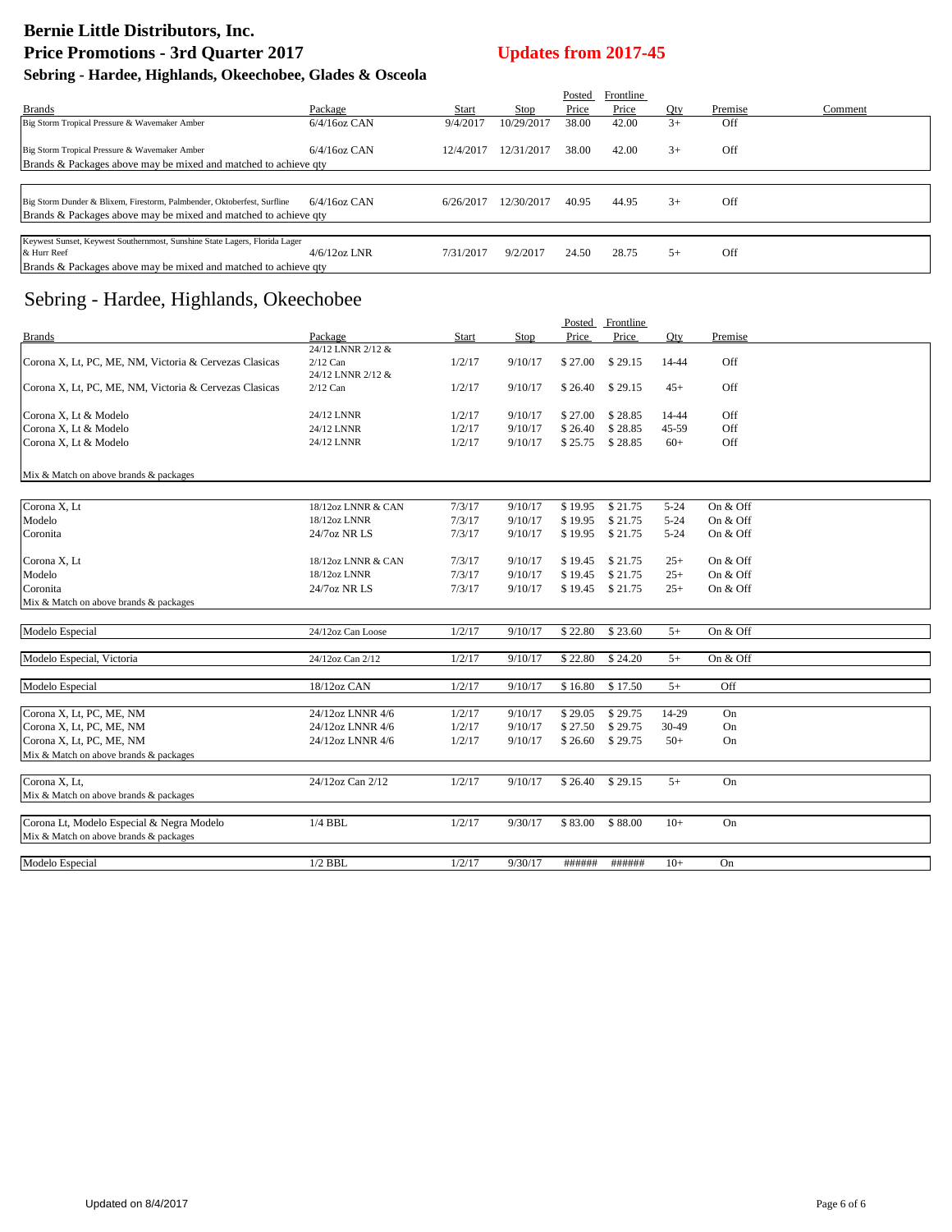# Bernie Little Distributors, Inc.

## Price Promotions - 3rd Quarter 2017

## Updates from 2017-45

### Sebring - Hardee, Highlands, Okeechobee, Glades & Osceola

| Brands | Package | Start | Stop | Posted Price | Frontline Price | Qty | Premise | Comment |
|---|---|---|---|---|---|---|---|---|
| Big Storm Tropical Pressure & Wavemaker Amber | 6/4/16oz CAN | 9/4/2017 | 10/29/2017 | 38.00 | 42.00 | 3+ | Off | |
| Big Storm Tropical Pressure & Wavemaker Amber | 6/4/16oz CAN | 12/4/2017 | 12/31/2017 | 38.00 | 42.00 | 3+ | Off | |
| Brands & Packages above may be mixed and matched to achieve qty | | | | | | | | |
| Big Storm Dunder & Blixem, Firestorm, Palmbender, Oktoberfest, Surfline | 6/4/16oz CAN | 6/26/2017 | 12/30/2017 | 40.95 | 44.95 | 3+ | Off | |
| Brands & Packages above may be mixed and matched to achieve qty | | | | | | | | |
| Keywest Sunset, Keywest Southernmost, Sunshine State Lagers, Florida Lager & Hurr Reef | 4/6/12oz LNR | 7/31/2017 | 9/2/2017 | 24.50 | 28.75 | 5+ | Off | |
| Brands & Packages above may be mixed and matched to achieve qty | | | | | | | | |

## Sebring - Hardee, Highlands, Okeechobee

| Brands | Package | Start | Stop | Posted Price | Frontline Price | Qty | Premise |
|---|---|---|---|---|---|---|---|
| Corona X, Lt, PC, ME, NM, Victoria & Cervezas Clasicas | 24/12 LNNR 2/12 & 2/12 Can | 1/2/17 | 9/10/17 | $ 27.00 | $ 29.15 | 14-44 | Off |
| Corona X, Lt, PC, ME, NM, Victoria & Cervezas Clasicas | 24/12 LNNR 2/12 & 2/12 Can | 1/2/17 | 9/10/17 | $ 26.40 | $ 29.15 | 45+ | Off |
| Corona X, Lt & Modelo | 24/12 LNNR | 1/2/17 | 9/10/17 | $ 27.00 | $ 28.85 | 14-44 | Off |
| Corona X, Lt & Modelo | 24/12 LNNR | 1/2/17 | 9/10/17 | $ 26.40 | $ 28.85 | 45-59 | Off |
| Corona X, Lt & Modelo | 24/12 LNNR | 1/2/17 | 9/10/17 | $ 25.75 | $ 28.85 | 60+ | Off |
| Mix & Match on above brands & packages | | | | | | | |
| Corona X, Lt | 18/12oz LNNR & CAN | 7/3/17 | 9/10/17 | $ 19.95 | $ 21.75 | 5-24 | On & Off |
| Modelo | 18/12oz LNNR | 7/3/17 | 9/10/17 | $ 19.95 | $ 21.75 | 5-24 | On & Off |
| Coronita | 24/7oz NR LS | 7/3/17 | 9/10/17 | $ 19.95 | $ 21.75 | 5-24 | On & Off |
| Corona X, Lt | 18/12oz LNNR & CAN | 7/3/17 | 9/10/17 | $ 19.45 | $ 21.75 | 25+ | On & Off |
| Modelo | 18/12oz LNNR | 7/3/17 | 9/10/17 | $ 19.45 | $ 21.75 | 25+ | On & Off |
| Coronita | 24/7oz NR LS | 7/3/17 | 9/10/17 | $ 19.45 | $ 21.75 | 25+ | On & Off |
| Mix & Match on above brands & packages | | | | | | | |
| Modelo Especial | 24/12oz Can Loose | 1/2/17 | 9/10/17 | $ 22.80 | $ 23.60 | 5+ | On & Off |
| Modelo Especial, Victoria | 24/12oz Can 2/12 | 1/2/17 | 9/10/17 | $ 22.80 | $ 24.20 | 5+ | On & Off |
| Modelo Especial | 18/12oz CAN | 1/2/17 | 9/10/17 | $ 16.80 | $ 17.50 | 5+ | Off |
| Corona X, Lt, PC, ME, NM | 24/12oz LNNR 4/6 | 1/2/17 | 9/10/17 | $ 29.05 | $ 29.75 | 14-29 | On |
| Corona X, Lt, PC, ME, NM | 24/12oz LNNR 4/6 | 1/2/17 | 9/10/17 | $ 27.50 | $ 29.75 | 30-49 | On |
| Corona X, Lt, PC, ME, NM | 24/12oz LNNR 4/6 | 1/2/17 | 9/10/17 | $ 26.60 | $ 29.75 | 50+ | On |
| Mix & Match on above brands & packages | | | | | | | |
| Corona X, Lt, | 24/12oz Can 2/12 | 1/2/17 | 9/10/17 | $ 26.40 | $ 29.15 | 5+ | On |
| Mix & Match on above brands & packages | | | | | | | |
| Corona Lt, Modelo Especial & Negra Modelo | 1/4 BBL | 1/2/17 | 9/30/17 | $ 83.00 | $ 88.00 | 10+ | On |
| Mix & Match on above brands & packages | | | | | | | |
| Modelo Especial | 1/2 BBL | 1/2/17 | 9/30/17 | ###### | ###### | 10+ | On |

Updated on 8/4/2017